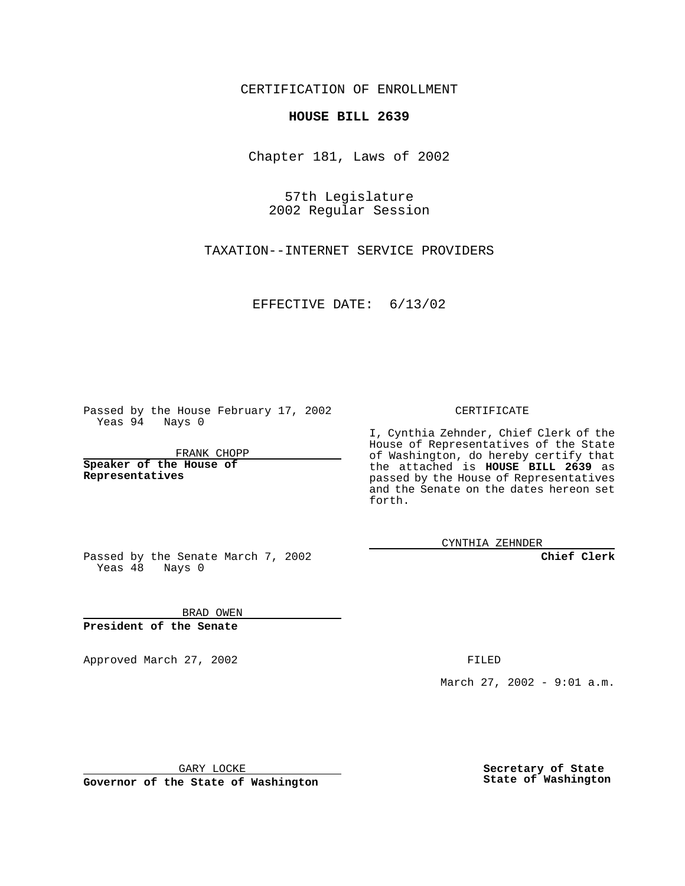CERTIFICATION OF ENROLLMENT

**HOUSE BILL 2639**

Chapter 181, Laws of 2002

57th Legislature
2002 Regular Session

TAXATION--INTERNET SERVICE PROVIDERS

EFFECTIVE DATE: 6/13/02

Passed by the House February 17, 2002
Yeas 94 Nays 0

FRANK CHOPP

**Speaker of the House of Representatives**

Passed by the Senate March 7, 2002
Yeas 48 Nays 0

BRAD OWEN

**President of the Senate**

Approved March 27, 2002

GARY LOCKE

**Governor of the State of Washington**

CERTIFICATE

I, Cynthia Zehnder, Chief Clerk of the House of Representatives of the State of Washington, do hereby certify that the attached is **HOUSE BILL 2639** as passed by the House of Representatives and the Senate on the dates hereon set forth.

CYNTHIA ZEHNDER

**Chief Clerk**

FILED

March 27, 2002 - 9:01 a.m.

**Secretary of State**
**State of Washington**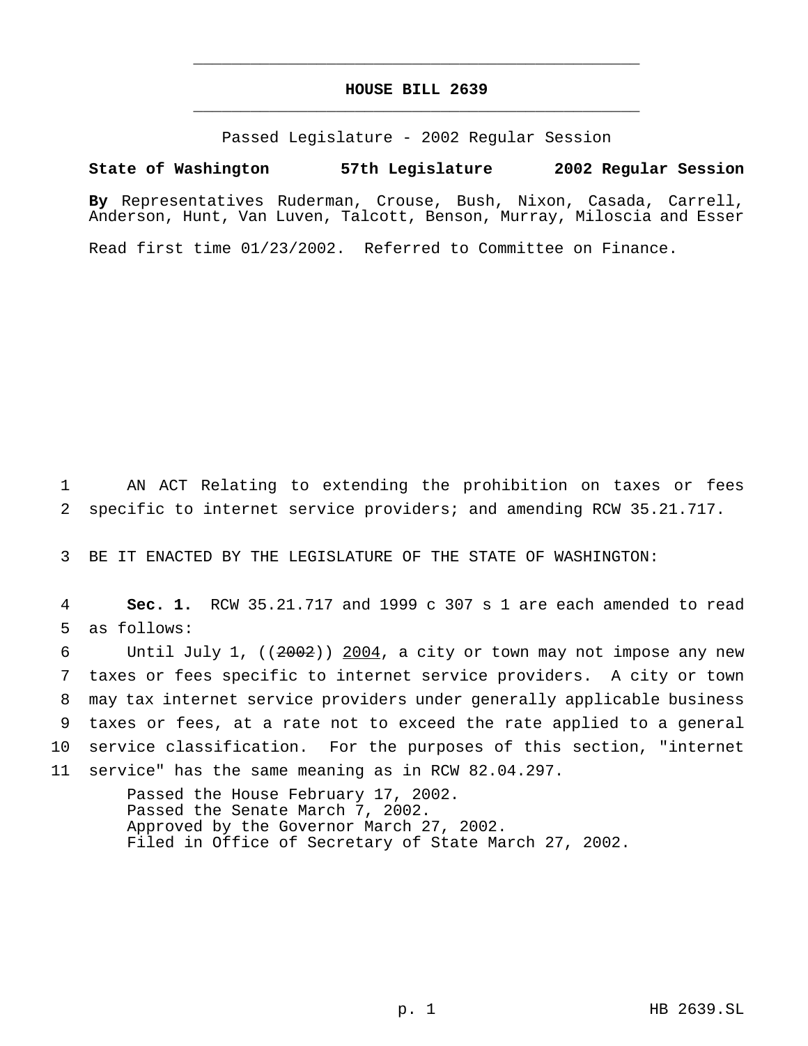# HOUSE BILL 2639

Passed Legislature - 2002 Regular Session

**State of Washington 57th Legislature 2002 Regular Session**

**By** Representatives Ruderman, Crouse, Bush, Nixon, Casada, Carrell, Anderson, Hunt, Van Luven, Talcott, Benson, Murray, Miloscia and Esser

Read first time 01/23/2002. Referred to Committee on Finance.

AN ACT Relating to extending the prohibition on taxes or fees specific to internet service providers; and amending RCW 35.21.717.

BE IT ENACTED BY THE LEGISLATURE OF THE STATE OF WASHINGTON:

**Sec. 1.** RCW 35.21.717 and 1999 c 307 s 1 are each amended to read as follows:

Until July 1, ((~~2002~~)) <u>2004</u>, a city or town may not impose any new taxes or fees specific to internet service providers. A city or town may tax internet service providers under generally applicable business taxes or fees, at a rate not to exceed the rate applied to a general service classification. For the purposes of this section, "internet service" has the same meaning as in RCW 82.04.297.

Passed the House February 17, 2002.
Passed the Senate March 7, 2002.
Approved by the Governor March 27, 2002.
Filed in Office of Secretary of State March 27, 2002.